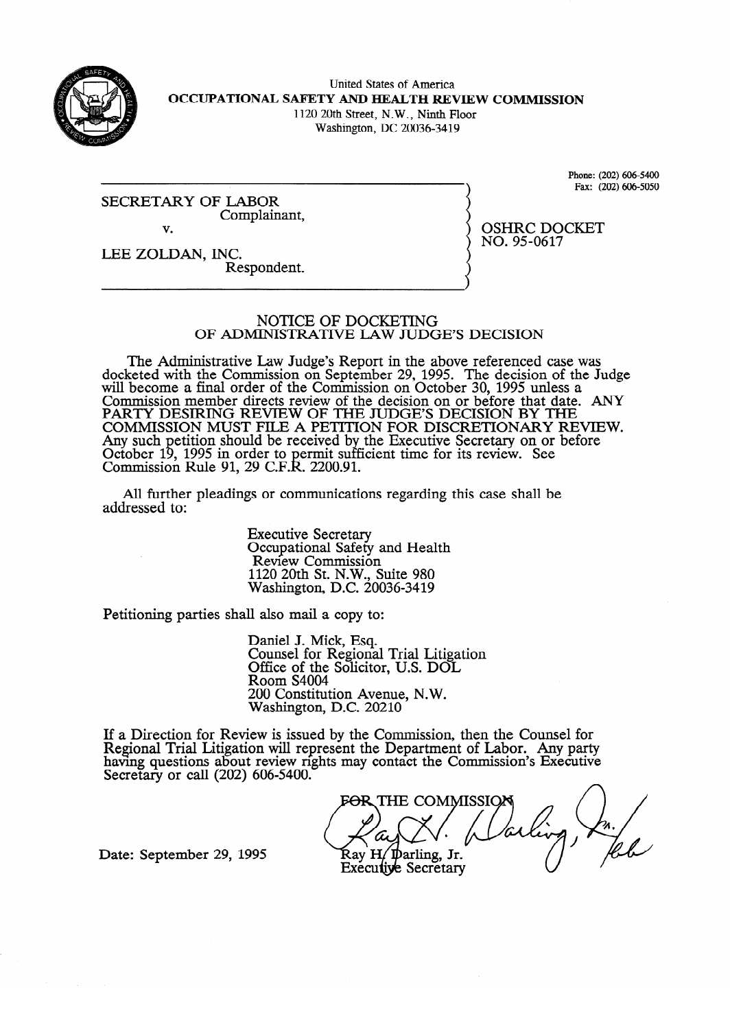United States of America
**OCCUPATIONAL SAFETY AND HEALTH REVIEW COMMISSION**
1120 20th Street, N.W., Ninth Floor
Washington, DC 20036-3419

Phone: (202) 606-5400
Fax: (202) 606-5050

SECRETARY OF LABOR
Complainant,

v.

LEE ZOLDAN, INC.
Respondent.

OSHRC DOCKET
NO. 95-0617

## NOTICE OF DOCKETING
## OF ADMINISTRATIVE LAW JUDGE'S DECISION

The Administrative Law Judge's Report in the above referenced case was docketed with the Commission on September 29, 1995. The decision of the Judge will become a final order of the Commission on October 30, 1995 unless a Commission member directs review of the decision on or before that date. ANY PARTY DESIRING REVIEW OF THE JUDGE'S DECISION BY THE COMMISSION MUST FILE A PETITION FOR DISCRETIONARY REVIEW. Any such petition should be received by the Executive Secretary on or before October 19, 1995 in order to permit sufficient time for its review. See Commission Rule 91, 29 C.F.R. 2200.91.

All further pleadings or communications regarding this case shall be addressed to:

Executive Secretary
Occupational Safety and Health
Review Commission
1120 20th St. N.W., Suite 980
Washington, D.C. 20036-3419

Petitioning parties shall also mail a copy to:

Daniel J. Mick, Esq.
Counsel for Regional Trial Litigation
Office of the Solicitor, U.S. DOL
Room S4004
200 Constitution Avenue, N.W.
Washington, D.C. 20210

If a Direction for Review is issued by the Commission, then the Counsel for Regional Trial Litigation will represent the Department of Labor. Any party having questions about review rights may contact the Commission's Executive Secretary or call (202) 606-5400.

FOR THE COMMISSION

Ray H. Darling, Jr.
Executive Secretary

Date: September 29, 1995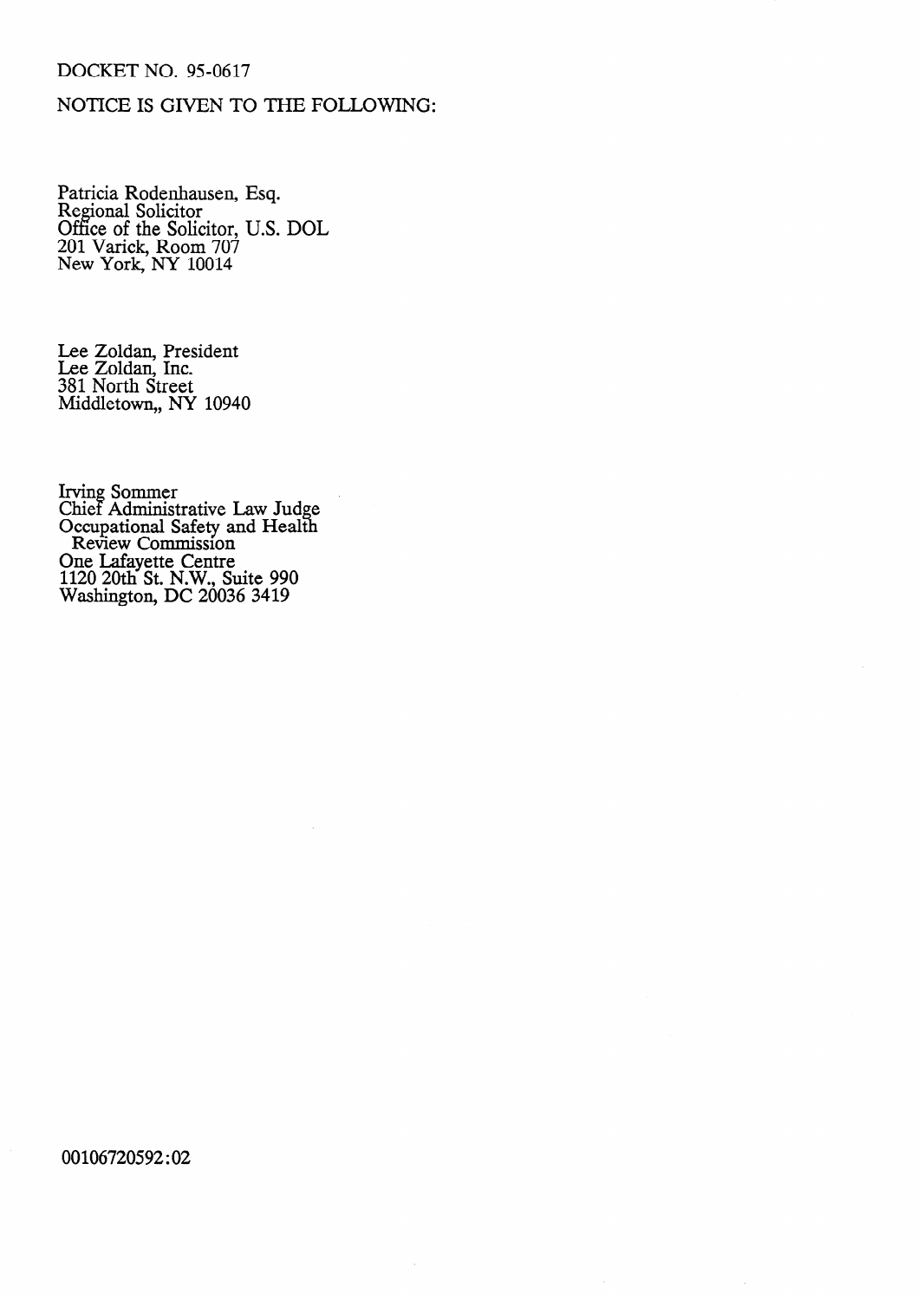DOCKET NO. 95-0617

NOTICE IS GIVEN TO THE FOLLOWING:

Patricia Rodenhausen, Esq.
Regional Solicitor
Office of the Solicitor, U.S. DOL
201 Varick, Room 707
New York, NY 10014

Lee Zoldan, President
Lee Zoldan, Inc.
381 North Street
Middletown,, NY 10940

Irving Sommer
Chief Administrative Law Judge
Occupational Safety and Health
Review Commission
One Lafayette Centre
1120 20th St. N.W., Suite 990
Washington, DC 20036 3419

00106720592:02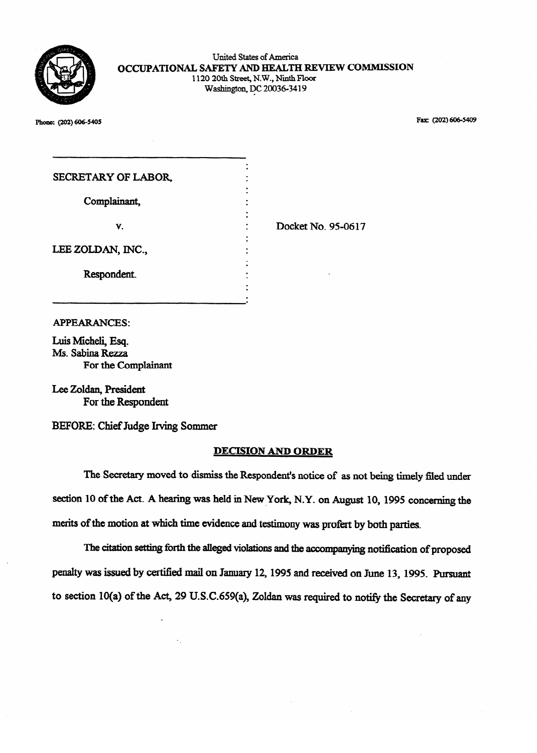United States of America
**OCCUPATIONAL SAFETY AND HEALTH REVIEW COMMISSION**
1120 20th Street, N.W., Ninth Floor
Washington, DC 20036-3419

Phone: (202) 606-5405

Fax: (202) 606-5409

SECRETARY OF LABOR,

Complainant,

v.

LEE ZOLDAN, INC.,

Respondent.

Docket No. 95-0617

APPEARANCES:

Luis Micheli, Esq.
Ms. Sabina Rezza
For the Complainant

Lee Zoldan, President
For the Respondent

BEFORE: Chief Judge Irving Sommer

## DECISION AND ORDER

The Secretary moved to dismiss the Respondent's notice of as not being timely filed under section 10 of the Act. A hearing was held in New York, N.Y. on August 10, 1995 concerning the merits of the motion at which time evidence and testimony was profert by both parties.

The citation setting forth the alleged violations and the accompanying notification of proposed penalty was issued by certified mail on January 12, 1995 and received on June 13, 1995. Pursuant to section 10(a) of the Act, 29 U.S.C.659(a), Zoldan was required to notify the Secretary of any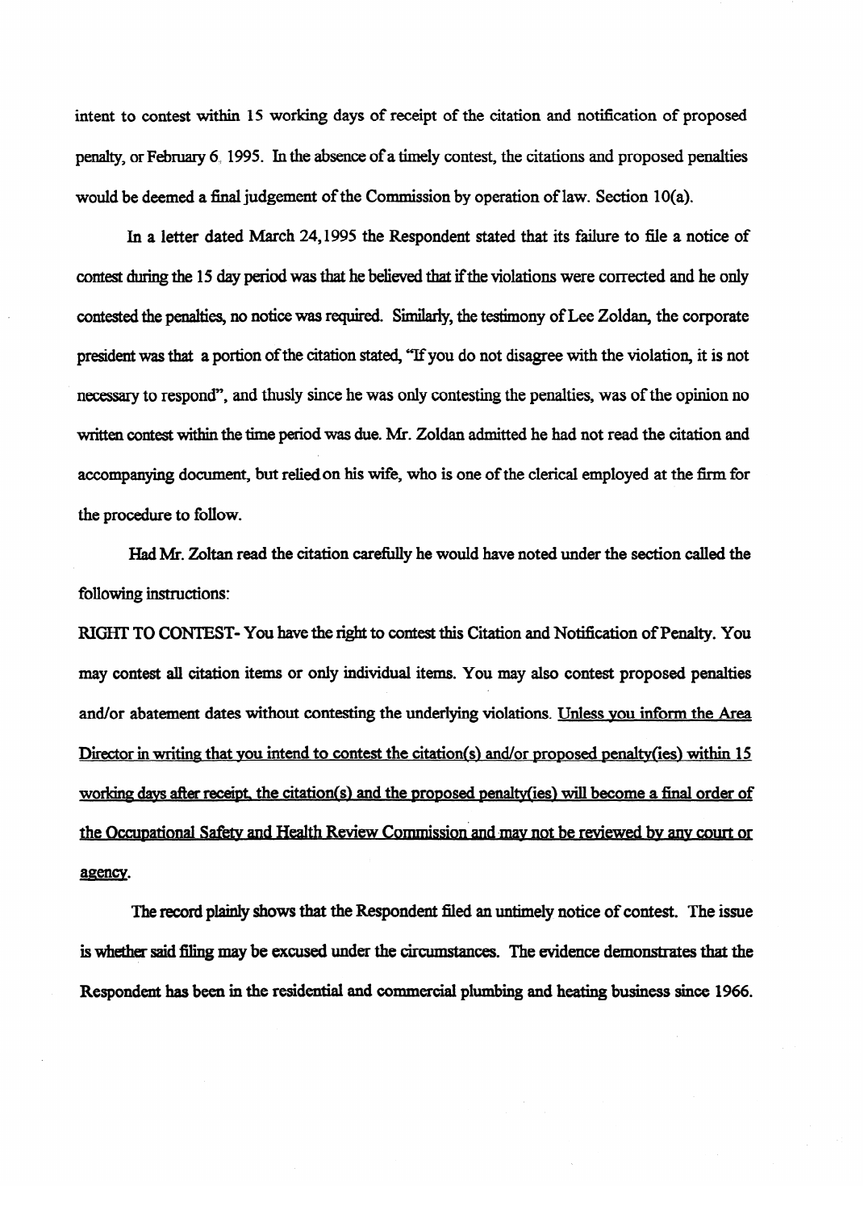intent to contest within 15 working days of receipt of the citation and notification of proposed penalty, or February 6, 1995. In the absence of a timely contest, the citations and proposed penalties would be deemed a final judgement of the Commission by operation of law. Section 10(a).

In a letter dated March 24, 1995 the Respondent stated that its failure to file a notice of contest during the 15 day period was that he believed that if the violations were corrected and he only contested the penalties, no notice was required. Similarly, the testimony of Lee Zoldan, the corporate president was that a portion of the citation stated, "If you do not disagree with the violation, it is not necessary to respond", and thusly since he was only contesting the penalties, was of the opinion no written contest within the time period was due. Mr. Zoldan admitted he had not read the citation and accompanying document, but relied on his wife, who is one of the clerical employed at the firm for the procedure to follow.

Had Mr. Zoltan read the citation carefully he would have noted under the section called the following instructions:

RIGHT TO CONTEST- You have the right to contest this Citation and Notification of Penalty. You may contest all citation items or only individual items. You may also contest proposed penalties and/or abatement dates without contesting the underlying violations. <u>Unless you inform the Area Director in writing that you intend to contest the citation(s) and/or proposed penalty(ies) within 15 working days after receipt, the citation(s) and the proposed penalty(ies) will become a final order of the Occupational Safety and Health Review Commission and may not be reviewed by any court or agency.</u>

The record plainly shows that the Respondent filed an untimely notice of contest. The issue is whether said filing may be excused under the circumstances. The evidence demonstrates that the Respondent has been in the residential and commercial plumbing and heating business since 1966.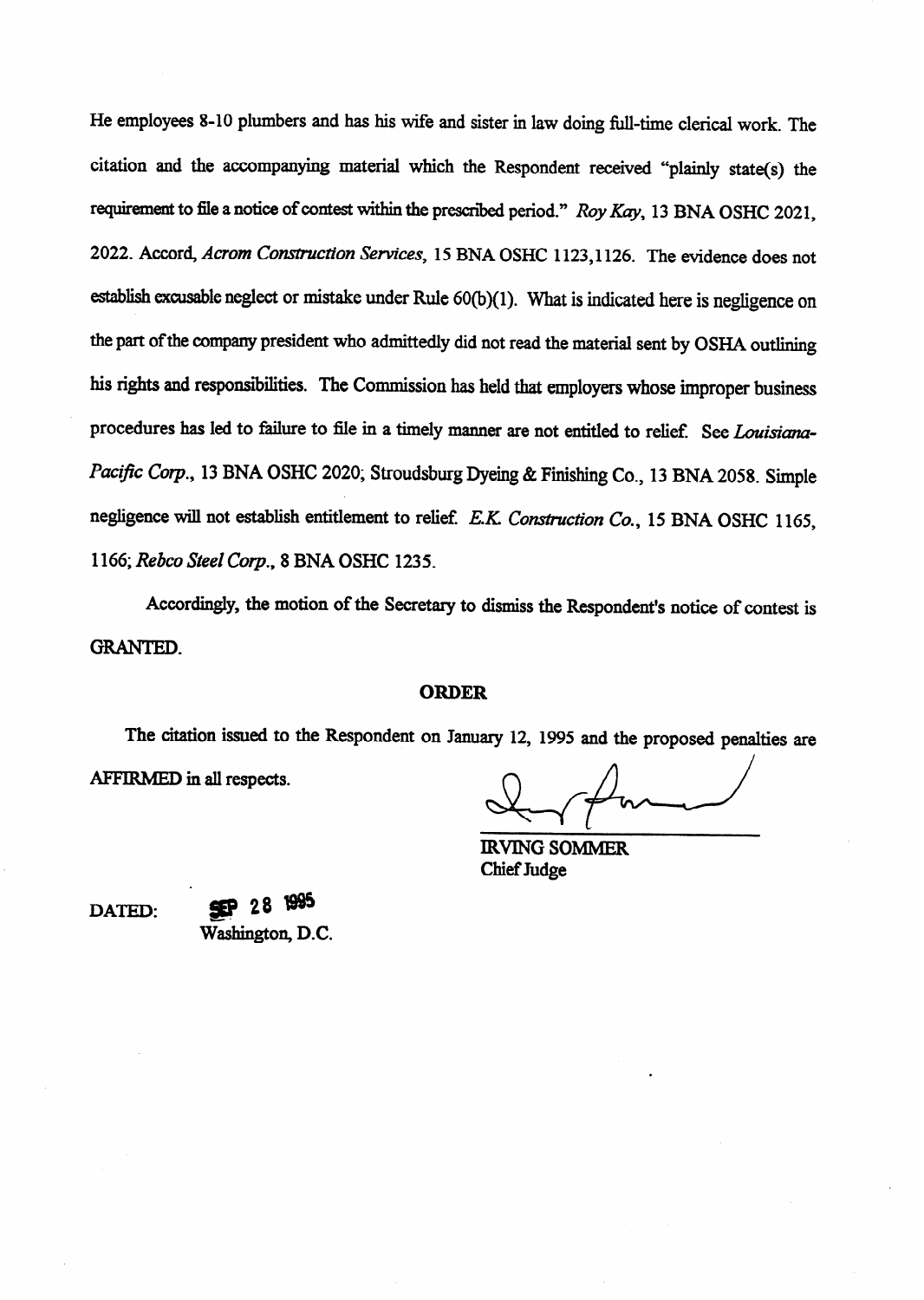He employees 8-10 plumbers and has his wife and sister in law doing full-time clerical work. The citation and the accompanying material which the Respondent received "plainly state(s) the requirement to file a notice of contest within the prescribed period." *Roy Kay*, 13 BNA OSHC 2021, 2022. Accord, *Acrom Construction Services*, 15 BNA OSHC 1123,1126. The evidence does not establish excusable neglect or mistake under Rule 60(b)(1). What is indicated here is negligence on the part of the company president who admittedly did not read the material sent by OSHA outlining his rights and responsibilities. The Commission has held that employers whose improper business procedures has led to failure to file in a timely manner are not entitled to relief. See *Louisiana-Pacific Corp.*, 13 BNA OSHC 2020; Stroudsburg Dyeing & Finishing Co., 13 BNA 2058. Simple negligence will not establish entitlement to relief. *E.K. Construction Co.*, 15 BNA OSHC 1165, 1166; *Rebco Steel Corp.*, 8 BNA OSHC 1235.

Accordingly, the motion of the Secretary to dismiss the Respondent's notice of contest is GRANTED.

## ORDER

The citation issued to the Respondent on January 12, 1995 and the proposed penalties are AFFIRMED in all respects.

IRVING SOMMER
Chief Judge

DATED: SEP 28 1995
Washington, D.C.